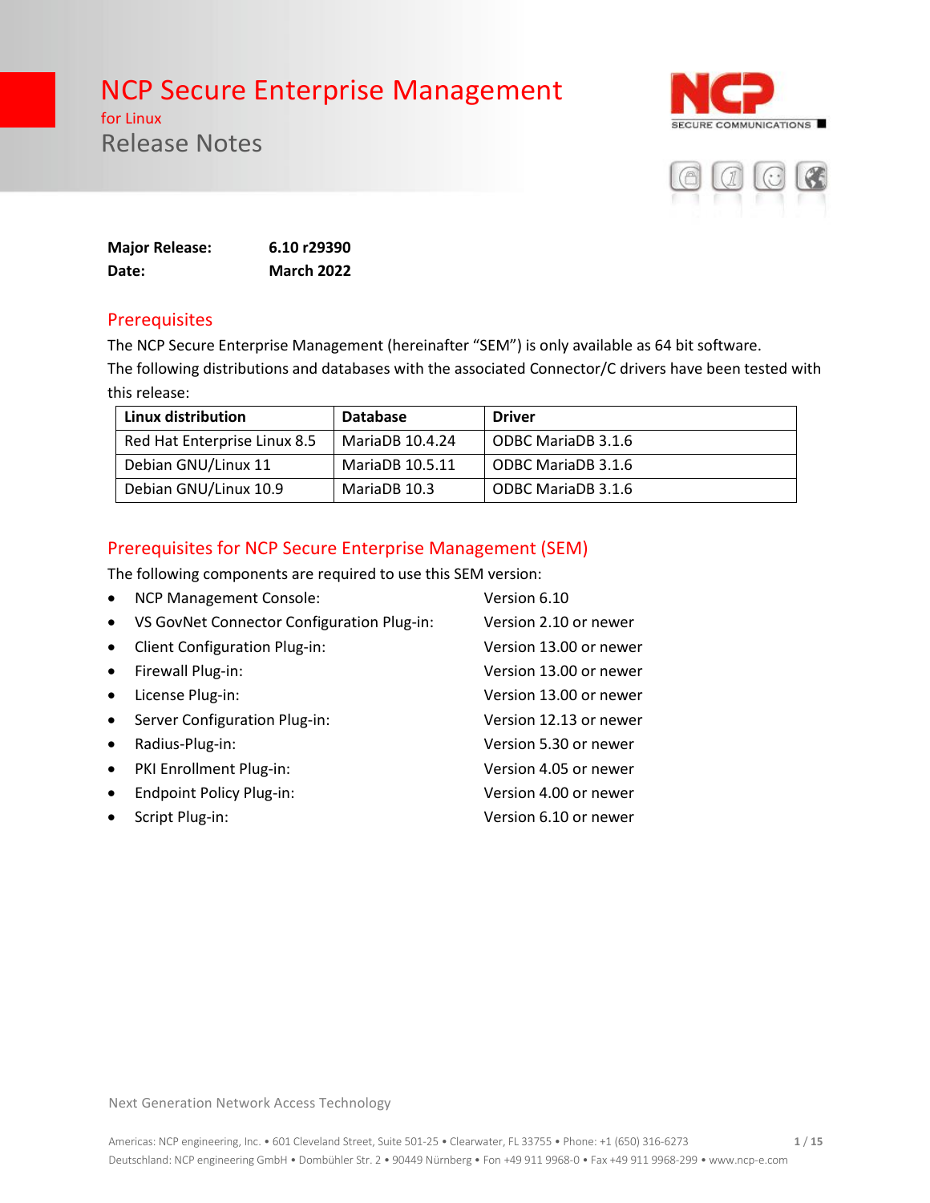# NCP Secure Enterprise Management

for Linux

Release Notes

| | |
|---|---|
| **Major Release:** | **6.10 r29390** |
| **Date:** | **March 2022** |

## Prerequisites

The NCP Secure Enterprise Management (hereinafter "SEM") is only available as 64 bit software.
The following distributions and databases with the associated Connector/C drivers have been tested with this release:

| Linux distribution | Database | Driver |
|---|---|---|
| Red Hat Enterprise Linux 8.5 | MariaDB 10.4.24 | ODBC MariaDB 3.1.6 |
| Debian GNU/Linux 11 | MariaDB 10.5.11 | ODBC MariaDB 3.1.6 |
| Debian GNU/Linux 10.9 | MariaDB 10.3 | ODBC MariaDB 3.1.6 |

## Prerequisites for NCP Secure Enterprise Management (SEM)

The following components are required to use this SEM version:

- NCP Management Console: Version 6.10
- VS GovNet Connector Configuration Plug-in: Version 2.10 or newer
- Client Configuration Plug-in: Version 13.00 or newer
- Firewall Plug-in: Version 13.00 or newer
- License Plug-in: Version 13.00 or newer
- Server Configuration Plug-in: Version 12.13 or newer
- Radius-Plug-in: Version 5.30 or newer
- PKI Enrollment Plug-in: Version 4.05 or newer
- Endpoint Policy Plug-in: Version 4.00 or newer
- Script Plug-in: Version 6.10 or newer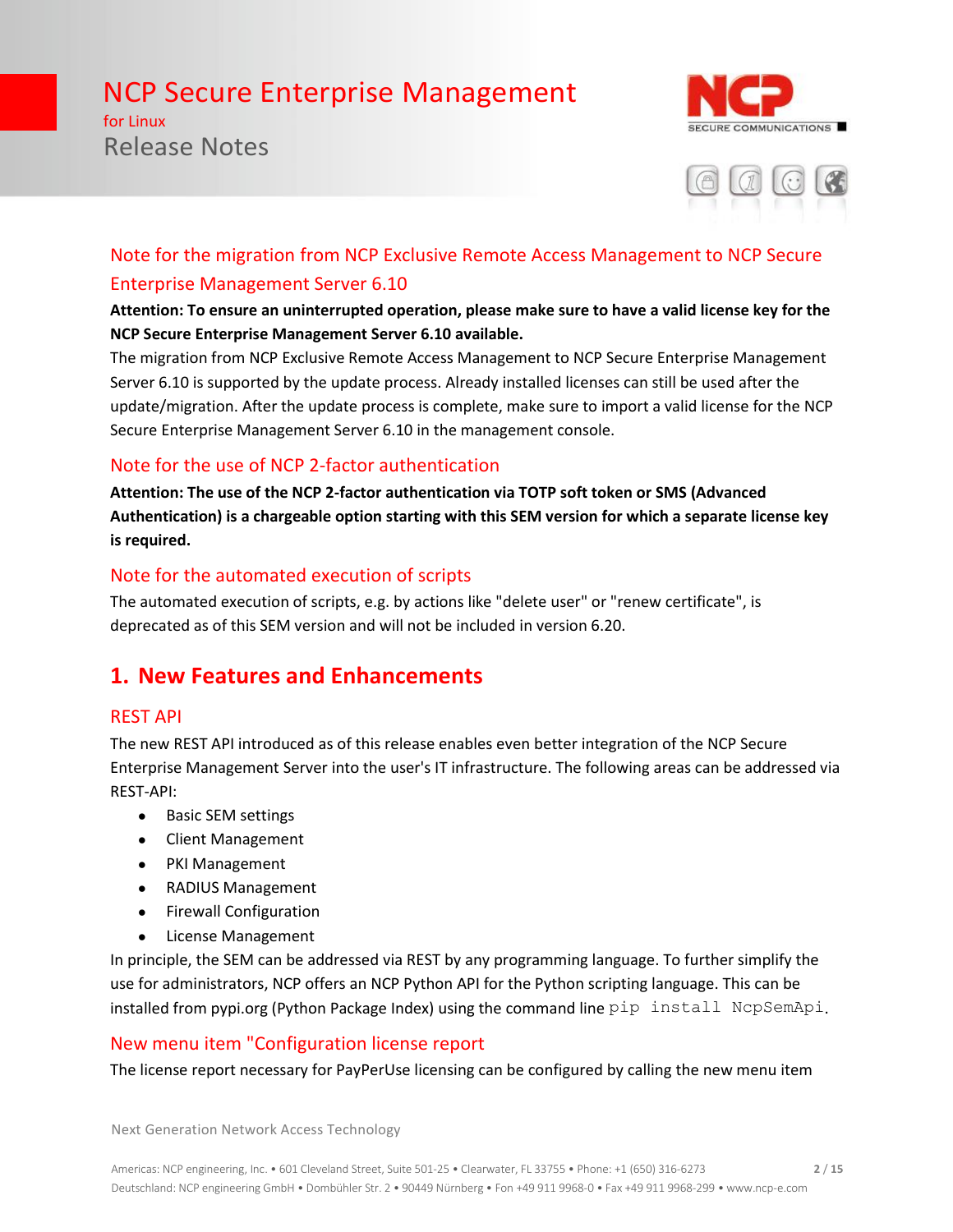## Note for the migration from NCP Exclusive Remote Access Management to NCP Secure Enterprise Management Server 6.10

**Attention: To ensure an uninterrupted operation, please make sure to have a valid license key for the NCP Secure Enterprise Management Server 6.10 available.**

The migration from NCP Exclusive Remote Access Management to NCP Secure Enterprise Management Server 6.10 is supported by the update process. Already installed licenses can still be used after the update/migration. After the update process is complete, make sure to import a valid license for the NCP Secure Enterprise Management Server 6.10 in the management console.

## Note for the use of NCP 2-factor authentication

**Attention: The use of the NCP 2-factor authentication via TOTP soft token or SMS (Advanced Authentication) is a chargeable option starting with this SEM version for which a separate license key is required.**

## Note for the automated execution of scripts

The automated execution of scripts, e.g. by actions like "delete user" or "renew certificate", is deprecated as of this SEM version and will not be included in version 6.20.

# 1. New Features and Enhancements

## REST API

The new REST API introduced as of this release enables even better integration of the NCP Secure Enterprise Management Server into the user's IT infrastructure. The following areas can be addressed via REST-API:

- Basic SEM settings
- Client Management
- PKI Management
- RADIUS Management
- Firewall Configuration
- License Management

In principle, the SEM can be addressed via REST by any programming language. To further simplify the use for administrators, NCP offers an NCP Python API for the Python scripting language. This can be installed from pypi.org (Python Package Index) using the command line `pip install NcpSemApi`.

## New menu item "Configuration license report

The license report necessary for PayPerUse licensing can be configured by calling the new menu item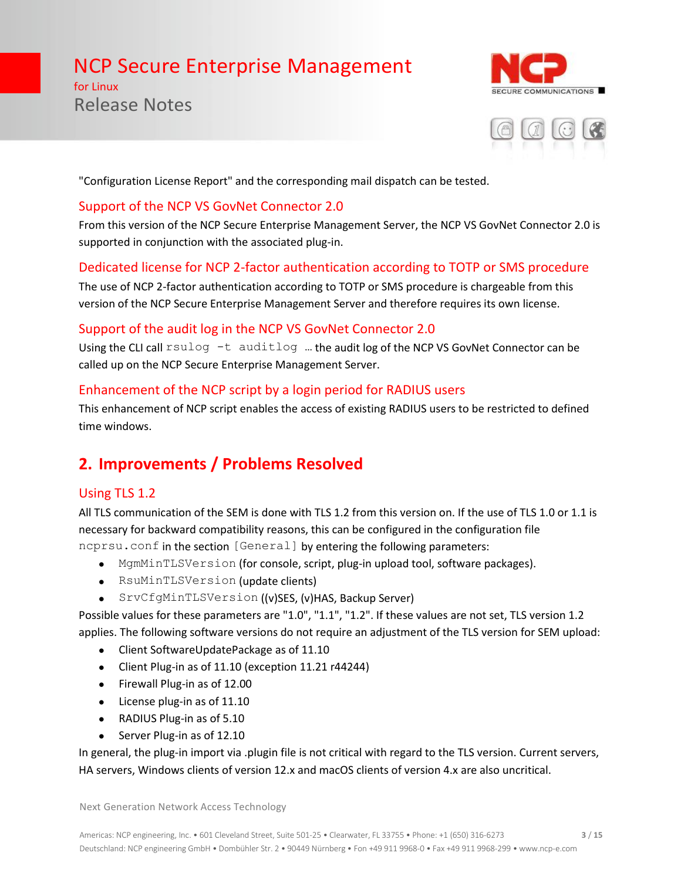"Configuration License Report" and the corresponding mail dispatch can be tested.

### Support of the NCP VS GovNet Connector 2.0

From this version of the NCP Secure Enterprise Management Server, the NCP VS GovNet Connector 2.0 is supported in conjunction with the associated plug-in.

### Dedicated license for NCP 2-factor authentication according to TOTP or SMS procedure

The use of NCP 2-factor authentication according to TOTP or SMS procedure is chargeable from this version of the NCP Secure Enterprise Management Server and therefore requires its own license.

### Support of the audit log in the NCP VS GovNet Connector 2.0

Using the CLI call `rsulog -t auditlog` … the audit log of the NCP VS GovNet Connector can be called up on the NCP Secure Enterprise Management Server.

### Enhancement of the NCP script by a login period for RADIUS users

This enhancement of NCP script enables the access of existing RADIUS users to be restricted to defined time windows.

## 2. Improvements / Problems Resolved

### Using TLS 1.2

All TLS communication of the SEM is done with TLS 1.2 from this version on. If the use of TLS 1.0 or 1.1 is necessary for backward compatibility reasons, this can be configured in the configuration file `ncprsu.conf` in the section `[General]` by entering the following parameters:

- `MgmMinTLSVersion` (for console, script, plug-in upload tool, software packages).
- `RsuMinTLSVersion` (update clients)
- `SrvCfgMinTLSVersion` ((v)SES, (v)HAS, Backup Server)

Possible values for these parameters are "1.0", "1.1", "1.2". If these values are not set, TLS version 1.2 applies. The following software versions do not require an adjustment of the TLS version for SEM upload:

- Client SoftwareUpdatePackage as of 11.10
- Client Plug-in as of 11.10 (exception 11.21 r44244)
- Firewall Plug-in as of 12.00
- License plug-in as of 11.10
- RADIUS Plug-in as of 5.10
- Server Plug-in as of 12.10

In general, the plug-in import via .plugin file is not critical with regard to the TLS version. Current servers, HA servers, Windows clients of version 12.x and macOS clients of version 4.x are also uncritical.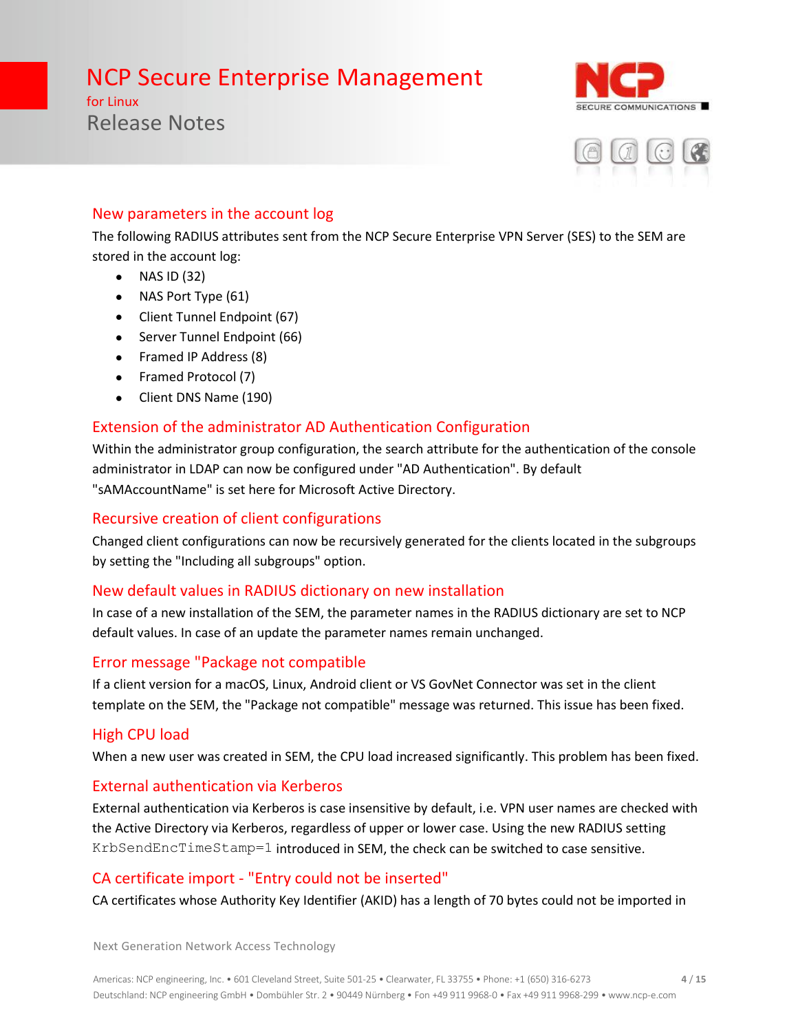### New parameters in the account log

The following RADIUS attributes sent from the NCP Secure Enterprise VPN Server (SES) to the SEM are stored in the account log:

- NAS ID (32)
- NAS Port Type (61)
- Client Tunnel Endpoint (67)
- Server Tunnel Endpoint (66)
- Framed IP Address (8)
- Framed Protocol (7)
- Client DNS Name (190)

### Extension of the administrator AD Authentication Configuration

Within the administrator group configuration, the search attribute for the authentication of the console administrator in LDAP can now be configured under "AD Authentication". By default "sAMAccountName" is set here for Microsoft Active Directory.

### Recursive creation of client configurations

Changed client configurations can now be recursively generated for the clients located in the subgroups by setting the "Including all subgroups" option.

### New default values in RADIUS dictionary on new installation

In case of a new installation of the SEM, the parameter names in the RADIUS dictionary are set to NCP default values. In case of an update the parameter names remain unchanged.

### Error message "Package not compatible

If a client version for a macOS, Linux, Android client or VS GovNet Connector was set in the client template on the SEM, the "Package not compatible" message was returned. This issue has been fixed.

### High CPU load

When a new user was created in SEM, the CPU load increased significantly. This problem has been fixed.

### External authentication via Kerberos

External authentication via Kerberos is case insensitive by default, i.e. VPN user names are checked with the Active Directory via Kerberos, regardless of upper or lower case. Using the new RADIUS setting `KrbSendEncTimeStamp=1` introduced in SEM, the check can be switched to case sensitive.

### CA certificate import - "Entry could not be inserted"

CA certificates whose Authority Key Identifier (AKID) has a length of 70 bytes could not be imported in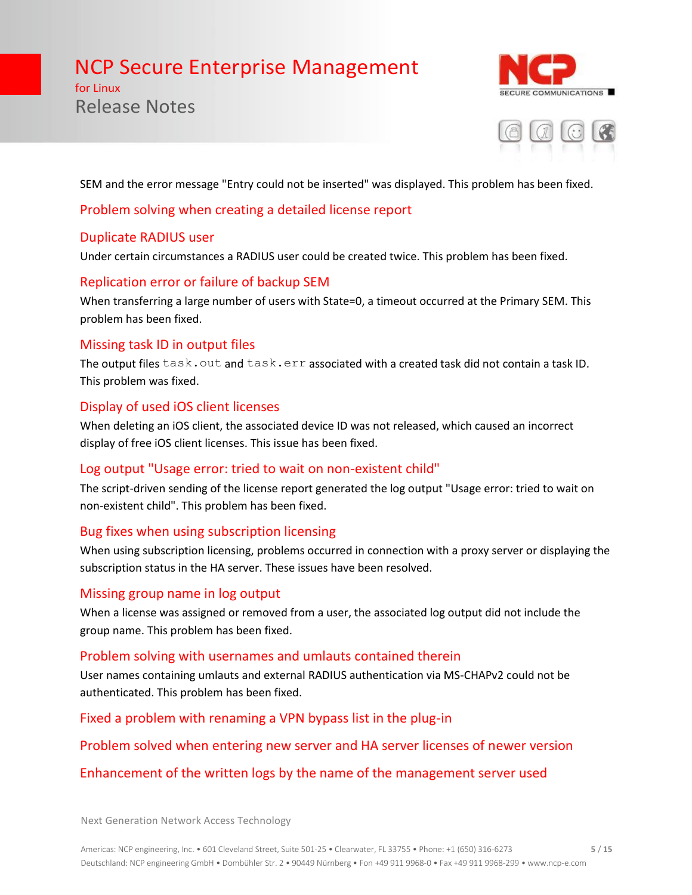SEM and the error message "Entry could not be inserted" was displayed. This problem has been fixed.

### Problem solving when creating a detailed license report

### Duplicate RADIUS user

Under certain circumstances a RADIUS user could be created twice. This problem has been fixed.

### Replication error or failure of backup SEM

When transferring a large number of users with State=0, a timeout occurred at the Primary SEM. This problem has been fixed.

### Missing task ID in output files

The output files `task.out` and `task.err` associated with a created task did not contain a task ID. This problem was fixed.

### Display of used iOS client licenses

When deleting an iOS client, the associated device ID was not released, which caused an incorrect display of free iOS client licenses. This issue has been fixed.

### Log output "Usage error: tried to wait on non-existent child"

The script-driven sending of the license report generated the log output "Usage error: tried to wait on non-existent child". This problem has been fixed.

### Bug fixes when using subscription licensing

When using subscription licensing, problems occurred in connection with a proxy server or displaying the subscription status in the HA server. These issues have been resolved.

### Missing group name in log output

When a license was assigned or removed from a user, the associated log output did not include the group name. This problem has been fixed.

### Problem solving with usernames and umlauts contained therein

User names containing umlauts and external RADIUS authentication via MS-CHAPv2 could not be authenticated. This problem has been fixed.

### Fixed a problem with renaming a VPN bypass list in the plug-in

### Problem solved when entering new server and HA server licenses of newer version

### Enhancement of the written logs by the name of the management server used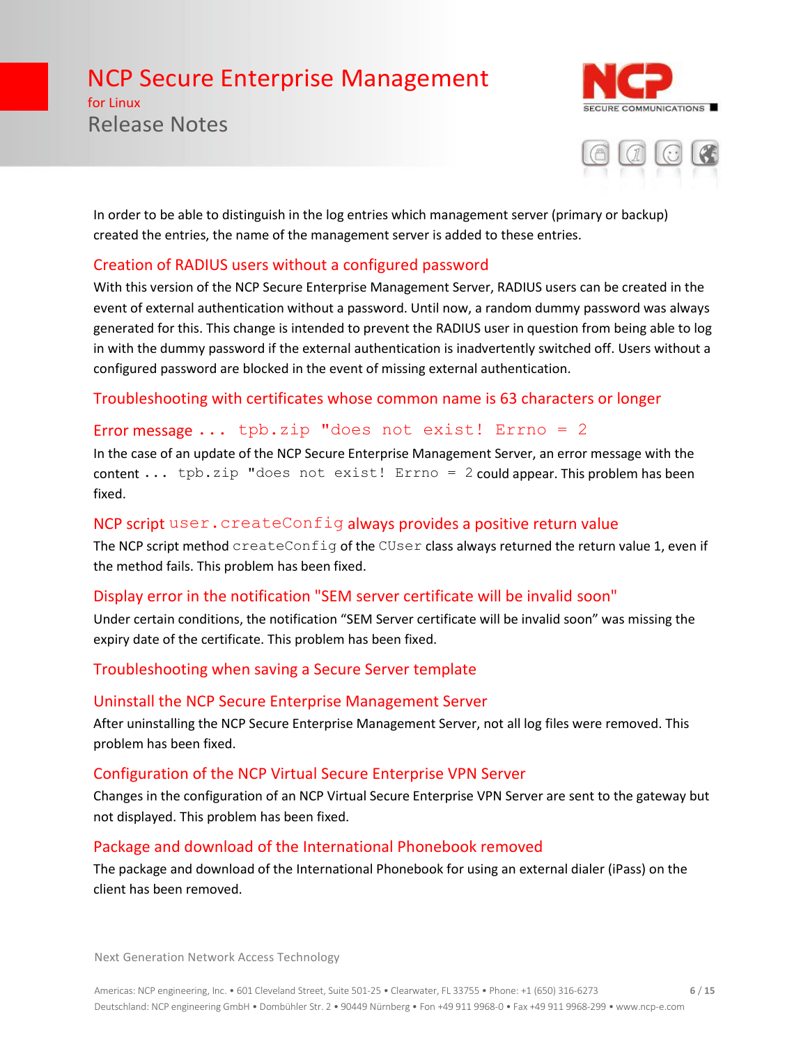In order to be able to distinguish in the log entries which management server (primary or backup) created the entries, the name of the management server is added to these entries.

### Creation of RADIUS users without a configured password

With this version of the NCP Secure Enterprise Management Server, RADIUS users can be created in the event of external authentication without a password. Until now, a random dummy password was always generated for this. This change is intended to prevent the RADIUS user in question from being able to log in with the dummy password if the external authentication is inadvertently switched off. Users without a configured password are blocked in the event of missing external authentication.

### Troubleshooting with certificates whose common name is 63 characters or longer

### Error message `... tpb.zip "does not exist! Errno = 2`

In the case of an update of the NCP Secure Enterprise Management Server, an error message with the content `... tpb.zip "does not exist! Errno = 2` could appear. This problem has been fixed.

### NCP script `user.createConfig` always provides a positive return value

The NCP script method `createConfig` of the `CUser` class always returned the return value 1, even if the method fails. This problem has been fixed.

### Display error in the notification "SEM server certificate will be invalid soon"

Under certain conditions, the notification “SEM Server certificate will be invalid soon” was missing the expiry date of the certificate. This problem has been fixed.

### Troubleshooting when saving a Secure Server template

### Uninstall the NCP Secure Enterprise Management Server

After uninstalling the NCP Secure Enterprise Management Server, not all log files were removed. This problem has been fixed.

### Configuration of the NCP Virtual Secure Enterprise VPN Server

Changes in the configuration of an NCP Virtual Secure Enterprise VPN Server are sent to the gateway but not displayed. This problem has been fixed.

### Package and download of the International Phonebook removed

The package and download of the International Phonebook for using an external dialer (iPass) on the client has been removed.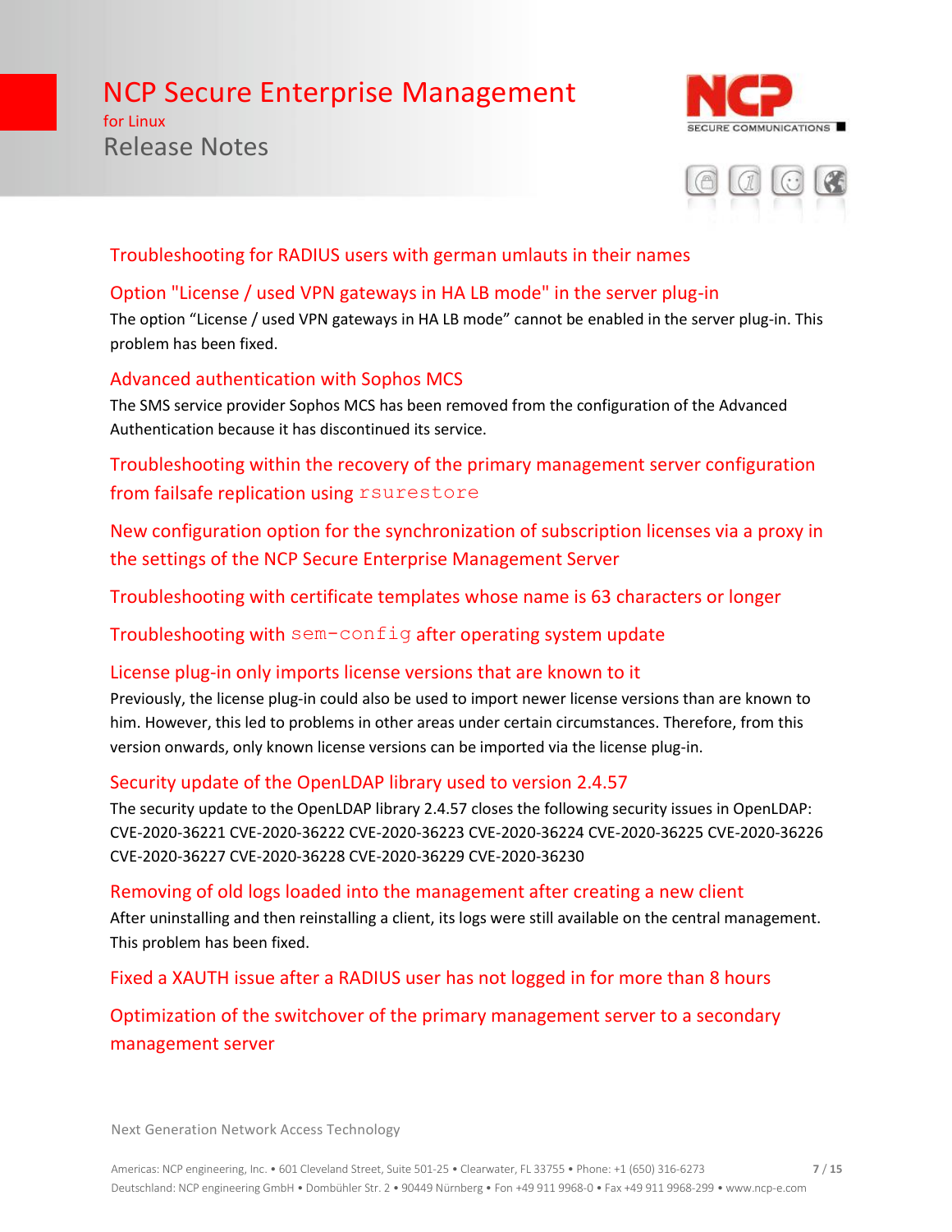### Troubleshooting for RADIUS users with german umlauts in their names

### Option "License / used VPN gateways in HA LB mode" in the server plug-in

The option “License / used VPN gateways in HA LB mode” cannot be enabled in the server plug-in. This problem has been fixed.

### Advanced authentication with Sophos MCS

The SMS service provider Sophos MCS has been removed from the configuration of the Advanced Authentication because it has discontinued its service.

### Troubleshooting within the recovery of the primary management server configuration from failsafe replication using `rsurestore`

### New configuration option for the synchronization of subscription licenses via a proxy in the settings of the NCP Secure Enterprise Management Server

### Troubleshooting with certificate templates whose name is 63 characters or longer

### Troubleshooting with `sem-config` after operating system update

### License plug-in only imports license versions that are known to it

Previously, the license plug-in could also be used to import newer license versions than are known to him. However, this led to problems in other areas under certain circumstances. Therefore, from this version onwards, only known license versions can be imported via the license plug-in.

### Security update of the OpenLDAP library used to version 2.4.57

The security update to the OpenLDAP library 2.4.57 closes the following security issues in OpenLDAP: CVE-2020-36221 CVE-2020-36222 CVE-2020-36223 CVE-2020-36224 CVE-2020-36225 CVE-2020-36226 CVE-2020-36227 CVE-2020-36228 CVE-2020-36229 CVE-2020-36230

### Removing of old logs loaded into the management after creating a new client

After uninstalling and then reinstalling a client, its logs were still available on the central management. This problem has been fixed.

### Fixed a XAUTH issue after a RADIUS user has not logged in for more than 8 hours

### Optimization of the switchover of the primary management server to a secondary management server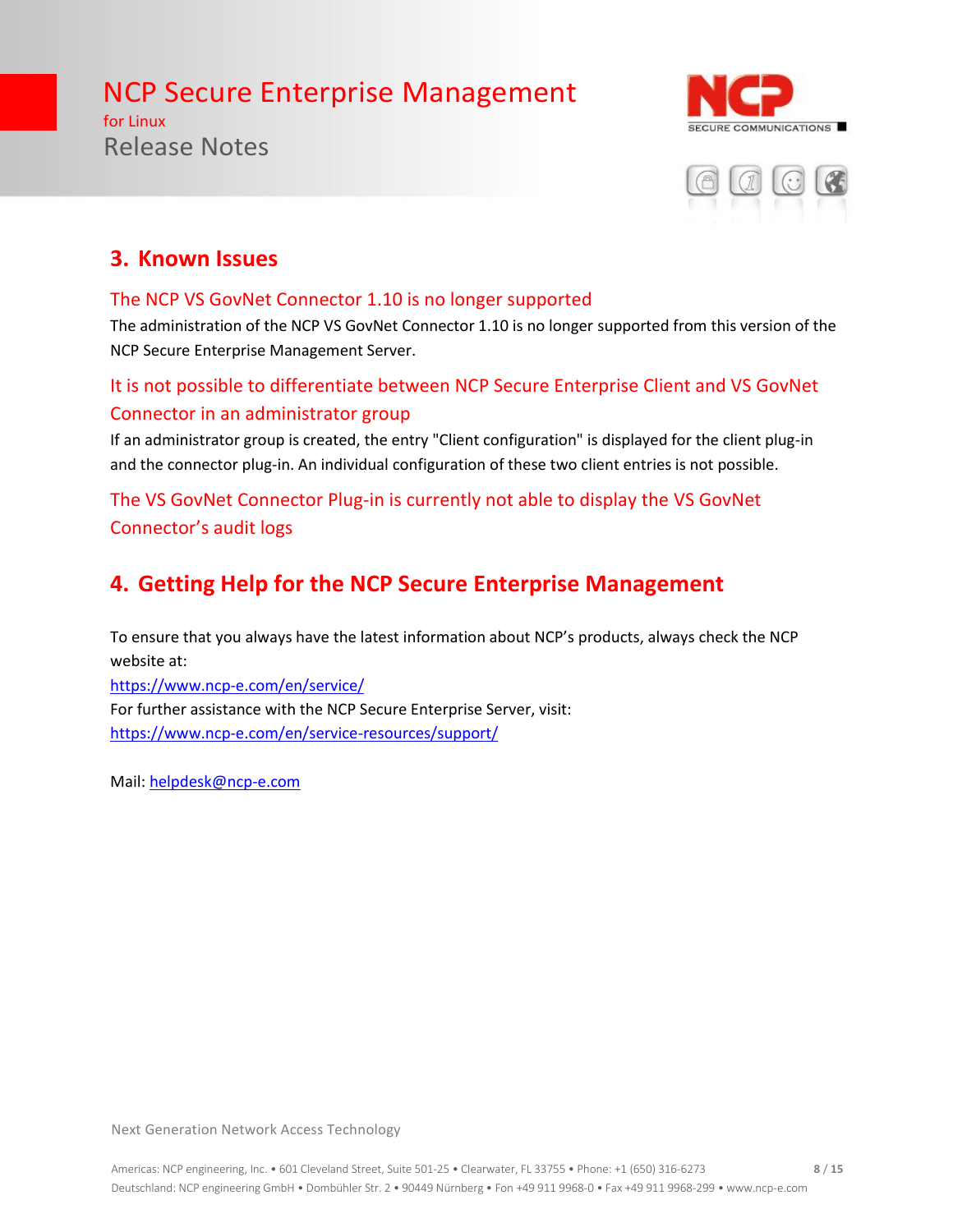## 3. Known Issues

### The NCP VS GovNet Connector 1.10 is no longer supported

The administration of the NCP VS GovNet Connector 1.10 is no longer supported from this version of the NCP Secure Enterprise Management Server.

### It is not possible to differentiate between NCP Secure Enterprise Client and VS GovNet Connector in an administrator group

If an administrator group is created, the entry "Client configuration" is displayed for the client plug-in and the connector plug-in. An individual configuration of these two client entries is not possible.

### The VS GovNet Connector Plug-in is currently not able to display the VS GovNet Connector's audit logs

## 4. Getting Help for the NCP Secure Enterprise Management

To ensure that you always have the latest information about NCP's products, always check the NCP website at:
https://www.ncp-e.com/en/service/
For further assistance with the NCP Secure Enterprise Server, visit:
https://www.ncp-e.com/en/service-resources/support/

Mail: helpdesk@ncp-e.com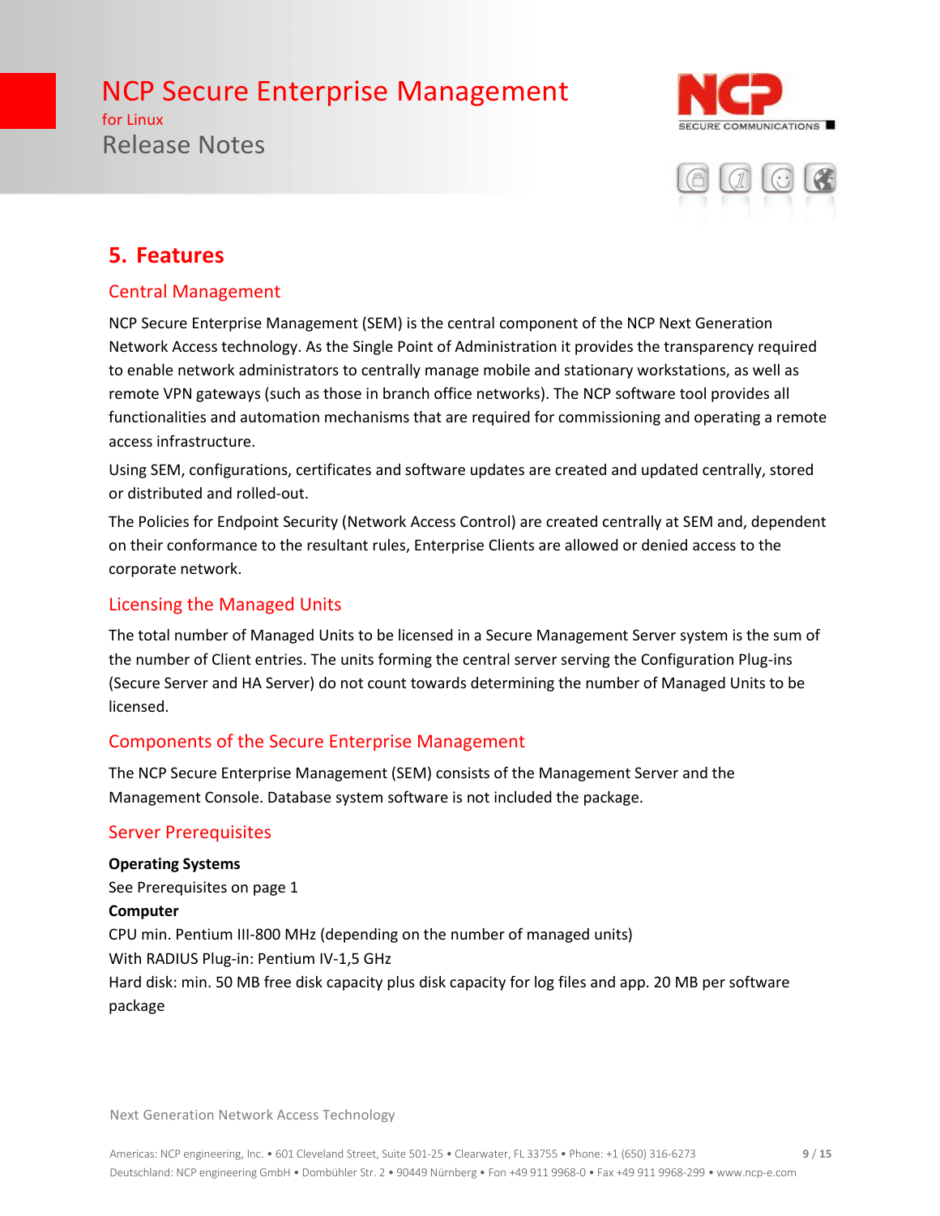# 5. Features

## Central Management

NCP Secure Enterprise Management (SEM) is the central component of the NCP Next Generation Network Access technology. As the Single Point of Administration it provides the transparency required to enable network administrators to centrally manage mobile and stationary workstations, as well as remote VPN gateways (such as those in branch office networks). The NCP software tool provides all functionalities and automation mechanisms that are required for commissioning and operating a remote access infrastructure.

Using SEM, configurations, certificates and software updates are created and updated centrally, stored or distributed and rolled-out.

The Policies for Endpoint Security (Network Access Control) are created centrally at SEM and, dependent on their conformance to the resultant rules, Enterprise Clients are allowed or denied access to the corporate network.

## Licensing the Managed Units

The total number of Managed Units to be licensed in a Secure Management Server system is the sum of the number of Client entries. The units forming the central server serving the Configuration Plug-ins (Secure Server and HA Server) do not count towards determining the number of Managed Units to be licensed.

## Components of the Secure Enterprise Management

The NCP Secure Enterprise Management (SEM) consists of the Management Server and the Management Console. Database system software is not included the package.

## Server Prerequisites

**Operating Systems**
See Prerequisites on page 1

**Computer**
CPU min. Pentium III-800 MHz (depending on the number of managed units)
With RADIUS Plug-in: Pentium IV-1,5 GHz
Hard disk: min. 50 MB free disk capacity plus disk capacity for log files and app. 20 MB per software package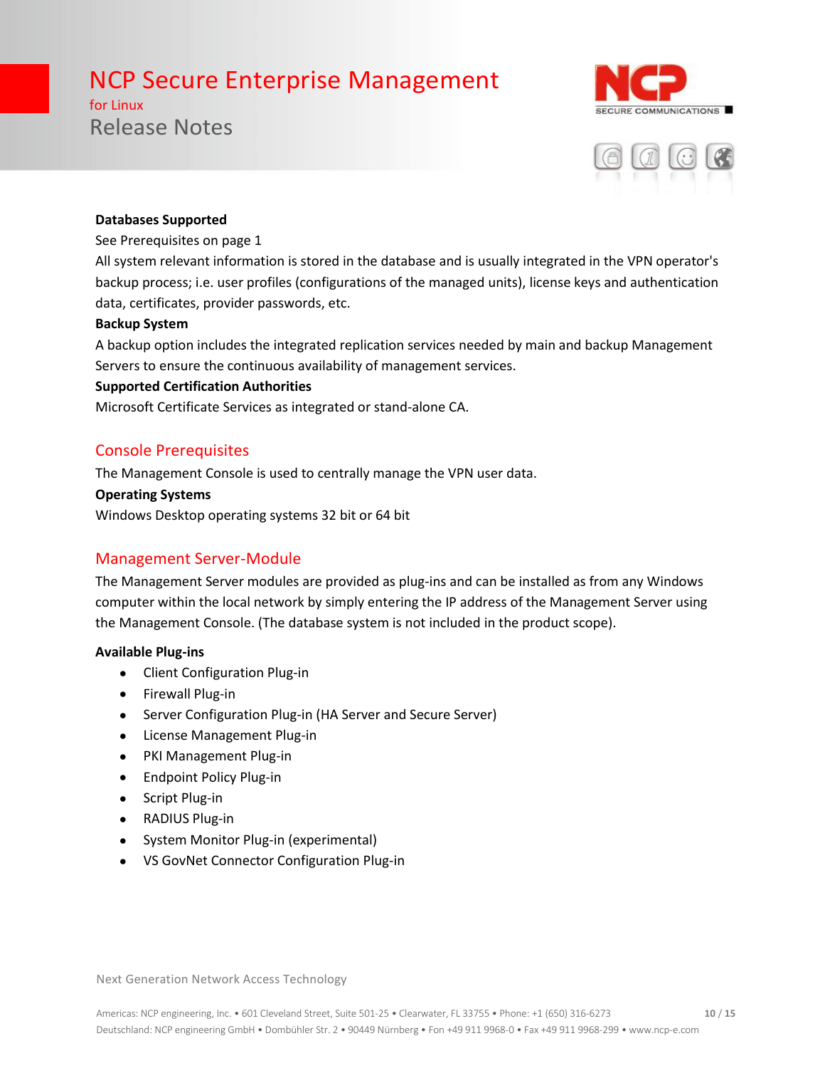**Databases Supported**

See Prerequisites on page 1

All system relevant information is stored in the database and is usually integrated in the VPN operator's backup process; i.e. user profiles (configurations of the managed units), license keys and authentication data, certificates, provider passwords, etc.

**Backup System**

A backup option includes the integrated replication services needed by main and backup Management Servers to ensure the continuous availability of management services.

**Supported Certification Authorities**

Microsoft Certificate Services as integrated or stand-alone CA.

## Console Prerequisites

The Management Console is used to centrally manage the VPN user data.

**Operating Systems**

Windows Desktop operating systems 32 bit or 64 bit

## Management Server-Module

The Management Server modules are provided as plug-ins and can be installed as from any Windows computer within the local network by simply entering the IP address of the Management Server using the Management Console. (The database system is not included in the product scope).

**Available Plug-ins**

- Client Configuration Plug-in
- Firewall Plug-in
- Server Configuration Plug-in (HA Server and Secure Server)
- License Management Plug-in
- PKI Management Plug-in
- Endpoint Policy Plug-in
- Script Plug-in
- RADIUS Plug-in
- System Monitor Plug-in (experimental)
- VS GovNet Connector Configuration Plug-in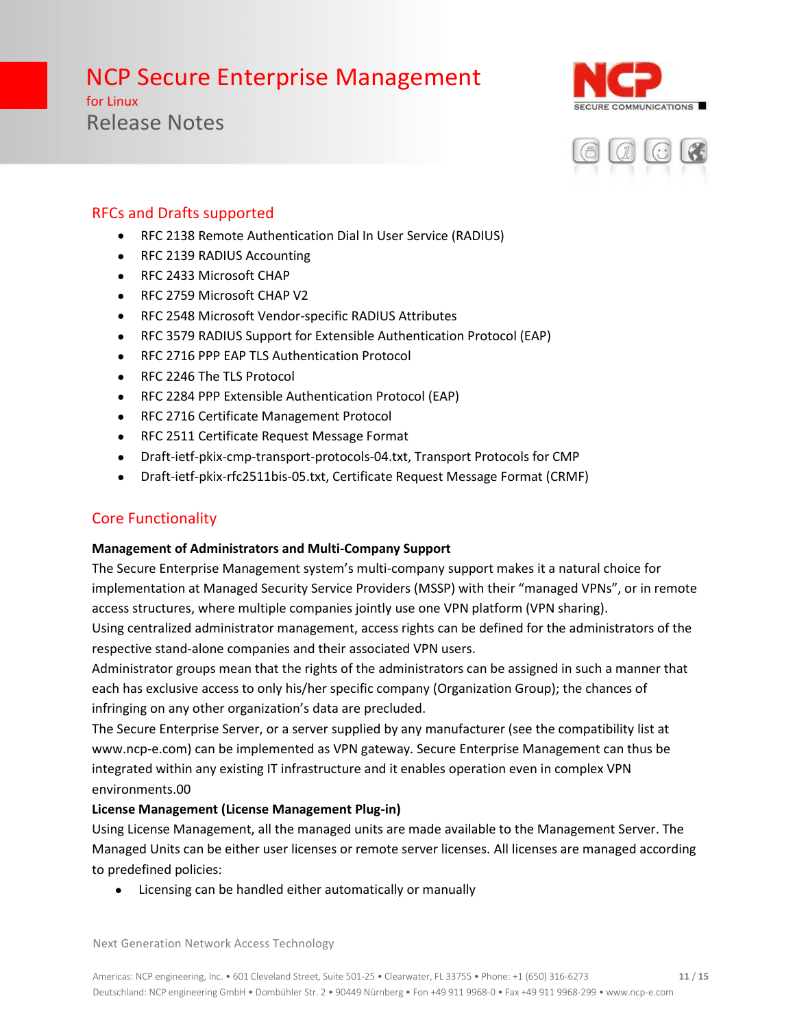## RFCs and Drafts supported

- RFC 2138 Remote Authentication Dial In User Service (RADIUS)
- RFC 2139 RADIUS Accounting
- RFC 2433 Microsoft CHAP
- RFC 2759 Microsoft CHAP V2
- RFC 2548 Microsoft Vendor-specific RADIUS Attributes
- RFC 3579 RADIUS Support for Extensible Authentication Protocol (EAP)
- RFC 2716 PPP EAP TLS Authentication Protocol
- RFC 2246 The TLS Protocol
- RFC 2284 PPP Extensible Authentication Protocol (EAP)
- RFC 2716 Certificate Management Protocol
- RFC 2511 Certificate Request Message Format
- Draft-ietf-pkix-cmp-transport-protocols-04.txt, Transport Protocols for CMP
- Draft-ietf-pkix-rfc2511bis-05.txt, Certificate Request Message Format (CRMF)

## Core Functionality

**Management of Administrators and Multi-Company Support**

The Secure Enterprise Management system's multi-company support makes it a natural choice for implementation at Managed Security Service Providers (MSSP) with their "managed VPNs", or in remote access structures, where multiple companies jointly use one VPN platform (VPN sharing).
Using centralized administrator management, access rights can be defined for the administrators of the respective stand-alone companies and their associated VPN users.
Administrator groups mean that the rights of the administrators can be assigned in such a manner that each has exclusive access to only his/her specific company (Organization Group); the chances of infringing on any other organization's data are precluded.
The Secure Enterprise Server, or a server supplied by any manufacturer (see the compatibility list at www.ncp-e.com) can be implemented as VPN gateway. Secure Enterprise Management can thus be integrated within any existing IT infrastructure and it enables operation even in complex VPN environments.00

**License Management (License Management Plug-in)**

Using License Management, all the managed units are made available to the Management Server. The Managed Units can be either user licenses or remote server licenses. All licenses are managed according to predefined policies:

- Licensing can be handled either automatically or manually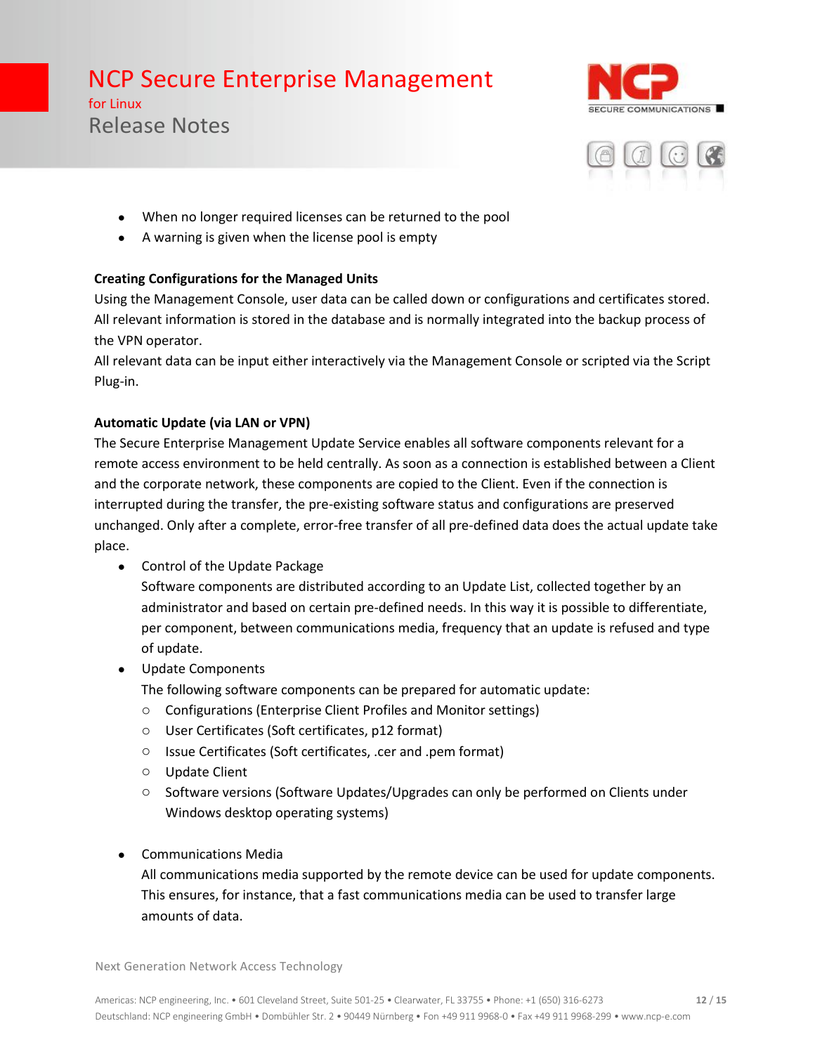- When no longer required licenses can be returned to the pool
- A warning is given when the license pool is empty

**Creating Configurations for the Managed Units**

Using the Management Console, user data can be called down or configurations and certificates stored. All relevant information is stored in the database and is normally integrated into the backup process of the VPN operator.

All relevant data can be input either interactively via the Management Console or scripted via the Script Plug-in.

**Automatic Update (via LAN or VPN)**

The Secure Enterprise Management Update Service enables all software components relevant for a remote access environment to be held centrally. As soon as a connection is established between a Client and the corporate network, these components are copied to the Client. Even if the connection is interrupted during the transfer, the pre-existing software status and configurations are preserved unchanged. Only after a complete, error-free transfer of all pre-defined data does the actual update take place.

- Control of the Update Package
  Software components are distributed according to an Update List, collected together by an administrator and based on certain pre-defined needs. In this way it is possible to differentiate, per component, between communications media, frequency that an update is refused and type of update.
- Update Components
  The following software components can be prepared for automatic update:
  - Configurations (Enterprise Client Profiles and Monitor settings)
  - User Certificates (Soft certificates, p12 format)
  - Issue Certificates (Soft certificates, .cer and .pem format)
  - Update Client
  - Software versions (Software Updates/Upgrades can only be performed on Clients under Windows desktop operating systems)

- Communications Media
  All communications media supported by the remote device can be used for update components. This ensures, for instance, that a fast communications media can be used to transfer large amounts of data.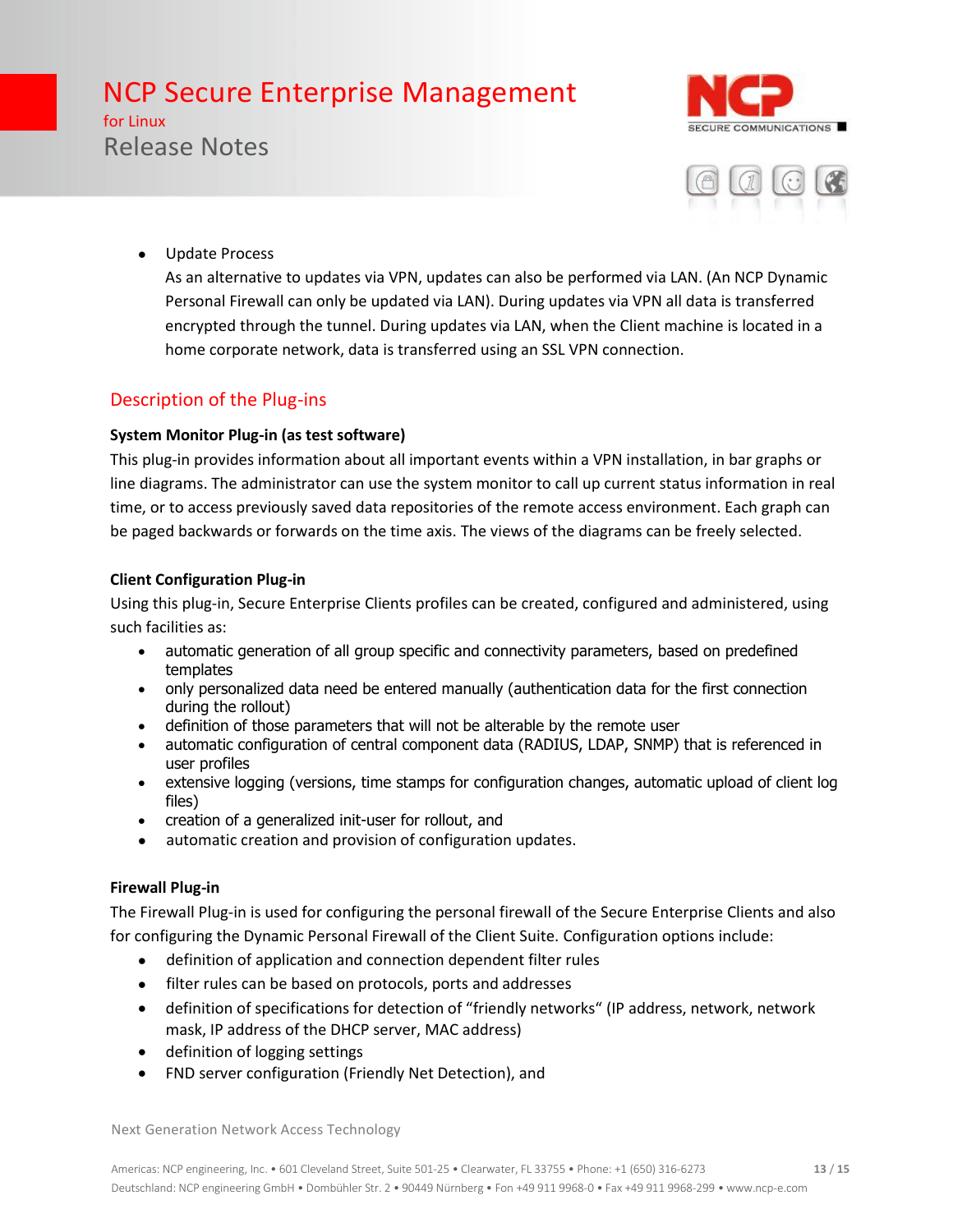- Update Process
  As an alternative to updates via VPN, updates can also be performed via LAN. (An NCP Dynamic Personal Firewall can only be updated via LAN). During updates via VPN all data is transferred encrypted through the tunnel. During updates via LAN, when the Client machine is located in a home corporate network, data is transferred using an SSL VPN connection.

## Description of the Plug-ins

**System Monitor Plug-in (as test software)**

This plug-in provides information about all important events within a VPN installation, in bar graphs or line diagrams. The administrator can use the system monitor to call up current status information in real time, or to access previously saved data repositories of the remote access environment. Each graph can be paged backwards or forwards on the time axis. The views of the diagrams can be freely selected.

**Client Configuration Plug-in**

Using this plug-in, Secure Enterprise Clients profiles can be created, configured and administered, using such facilities as:

- automatic generation of all group specific and connectivity parameters, based on predefined templates
- only personalized data need be entered manually (authentication data for the first connection during the rollout)
- definition of those parameters that will not be alterable by the remote user
- automatic configuration of central component data (RADIUS, LDAP, SNMP) that is referenced in user profiles
- extensive logging (versions, time stamps for configuration changes, automatic upload of client log files)
- creation of a generalized init-user for rollout, and
- automatic creation and provision of configuration updates.

**Firewall Plug-in**

The Firewall Plug-in is used for configuring the personal firewall of the Secure Enterprise Clients and also for configuring the Dynamic Personal Firewall of the Client Suite. Configuration options include:

- definition of application and connection dependent filter rules
- filter rules can be based on protocols, ports and addresses
- definition of specifications for detection of “friendly networks“ (IP address, network, network mask, IP address of the DHCP server, MAC address)
- definition of logging settings
- FND server configuration (Friendly Net Detection), and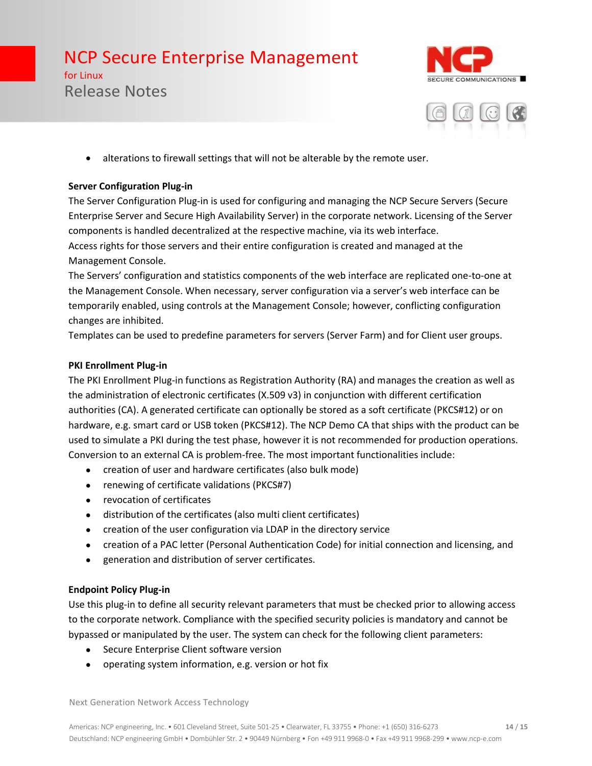- alterations to firewall settings that will not be alterable by the remote user.

**Server Configuration Plug-in**

The Server Configuration Plug-in is used for configuring and managing the NCP Secure Servers (Secure Enterprise Server and Secure High Availability Server) in the corporate network. Licensing of the Server components is handled decentralized at the respective machine, via its web interface.
Access rights for those servers and their entire configuration is created and managed at the Management Console.
The Servers' configuration and statistics components of the web interface are replicated one-to-one at the Management Console. When necessary, server configuration via a server's web interface can be temporarily enabled, using controls at the Management Console; however, conflicting configuration changes are inhibited.
Templates can be used to predefine parameters for servers (Server Farm) and for Client user groups.

**PKI Enrollment Plug-in**

The PKI Enrollment Plug-in functions as Registration Authority (RA) and manages the creation as well as the administration of electronic certificates (X.509 v3) in conjunction with different certification authorities (CA). A generated certificate can optionally be stored as a soft certificate (PKCS#12) or on hardware, e.g. smart card or USB token (PKCS#12). The NCP Demo CA that ships with the product can be used to simulate a PKI during the test phase, however it is not recommended for production operations. Conversion to an external CA is problem-free. The most important functionalities include:

- creation of user and hardware certificates (also bulk mode)
- renewing of certificate validations (PKCS#7)
- revocation of certificates
- distribution of the certificates (also multi client certificates)
- creation of the user configuration via LDAP in the directory service
- creation of a PAC letter (Personal Authentication Code) for initial connection and licensing, and
- generation and distribution of server certificates.

**Endpoint Policy Plug-in**

Use this plug-in to define all security relevant parameters that must be checked prior to allowing access to the corporate network. Compliance with the specified security policies is mandatory and cannot be bypassed or manipulated by the user. The system can check for the following client parameters:

- Secure Enterprise Client software version
- operating system information, e.g. version or hot fix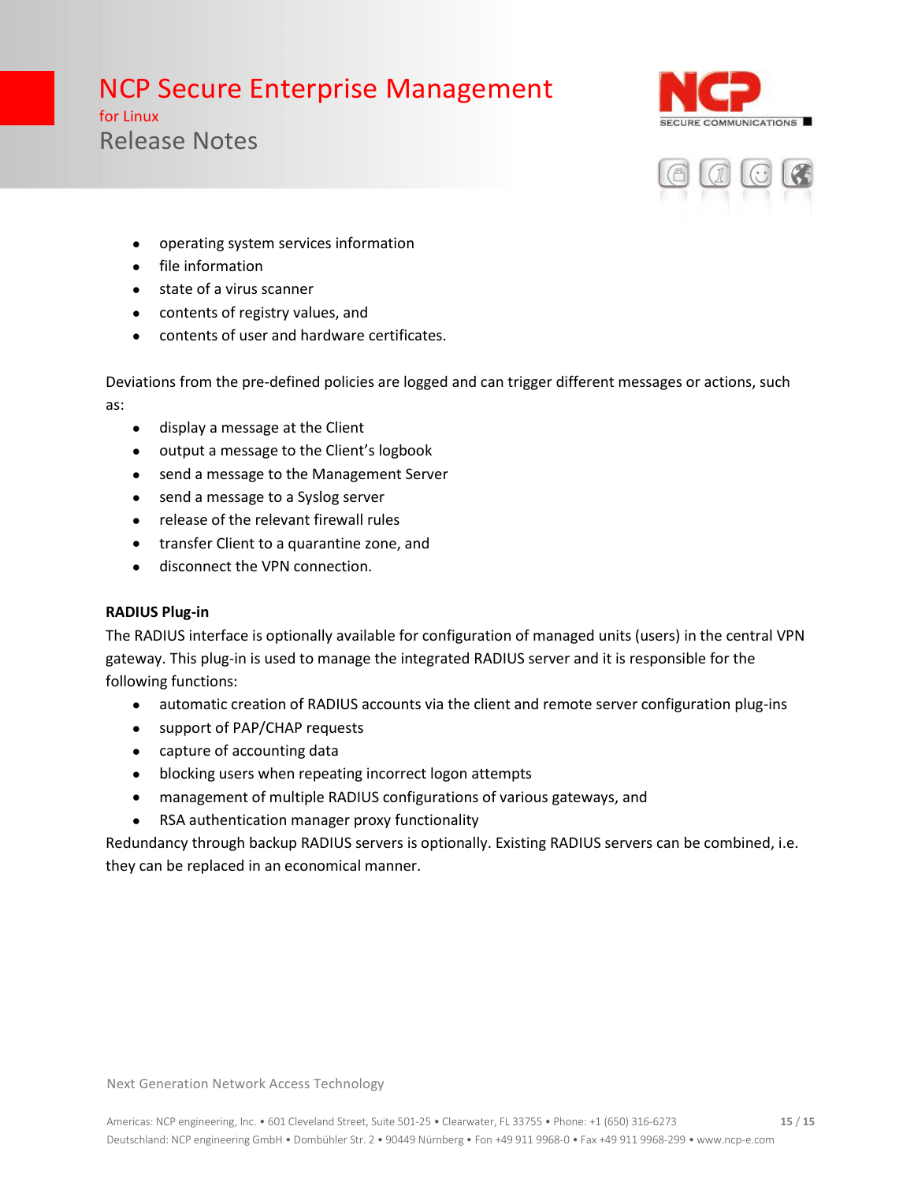- operating system services information
- file information
- state of a virus scanner
- contents of registry values, and
- contents of user and hardware certificates.

Deviations from the pre-defined policies are logged and can trigger different messages or actions, such as:

- display a message at the Client
- output a message to the Client's logbook
- send a message to the Management Server
- send a message to a Syslog server
- release of the relevant firewall rules
- transfer Client to a quarantine zone, and
- disconnect the VPN connection.

**RADIUS Plug-in**

The RADIUS interface is optionally available for configuration of managed units (users) in the central VPN gateway. This plug-in is used to manage the integrated RADIUS server and it is responsible for the following functions:

- automatic creation of RADIUS accounts via the client and remote server configuration plug-ins
- support of PAP/CHAP requests
- capture of accounting data
- blocking users when repeating incorrect logon attempts
- management of multiple RADIUS configurations of various gateways, and
- RSA authentication manager proxy functionality

Redundancy through backup RADIUS servers is optionally. Existing RADIUS servers can be combined, i.e. they can be replaced in an economical manner.